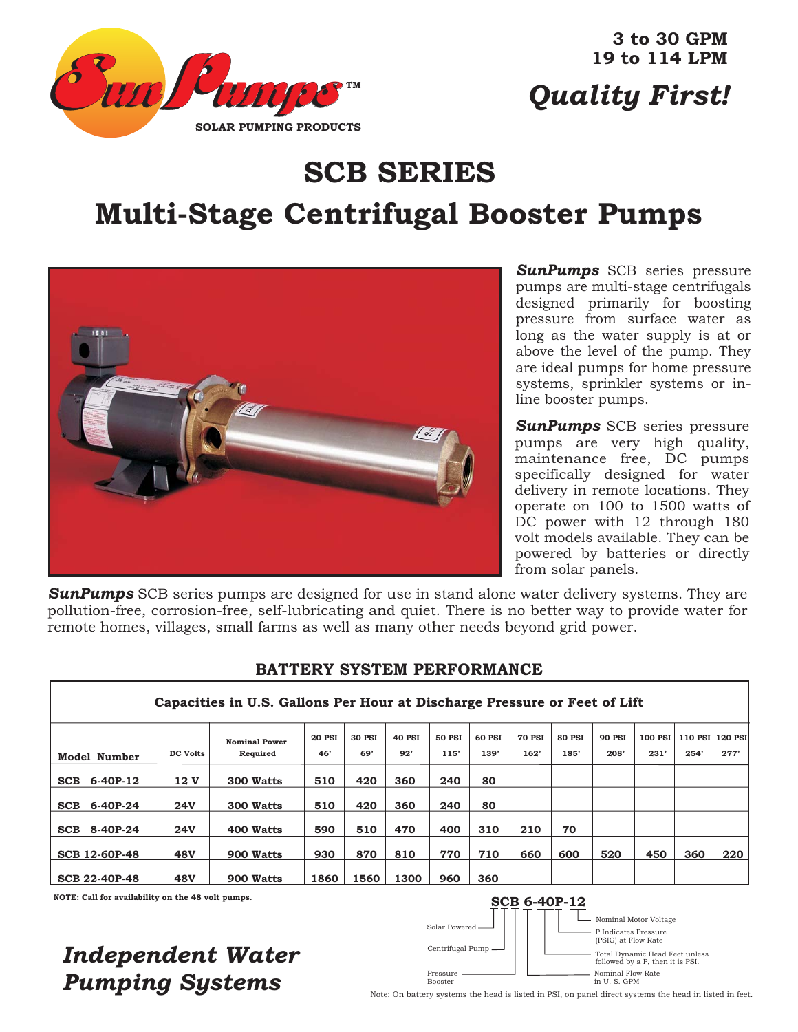**Sun Pumps**™
SOLAR PUMPING PRODUCTS

**3 to 30 GPM**
**19 to 114 LPM**

*Quality First!*

# SCB SERIES

# Multi-Stage Centrifugal Booster Pumps

***SunPumps*** SCB series pressure pumps are multi-stage centrifugals designed primarily for boosting pressure from surface water as long as the water supply is at or above the level of the pump. They are ideal pumps for home pressure systems, sprinkler systems or in-line booster pumps.

***SunPumps*** SCB series pressure pumps are very high quality, maintenance free, DC pumps specifically designed for water delivery in remote locations. They operate on 100 to 1500 watts of DC power with 12 through 180 volt models available. They can be powered by batteries or directly from solar panels.

***SunPumps*** SCB series pumps are designed for use in stand alone water delivery systems. They are pollution-free, corrosion-free, self-lubricating and quiet. There is no better way to provide water for remote homes, villages, small farms as well as many other needs beyond grid power.

## BATTERY SYSTEM PERFORMANCE

**Capacities in U.S. Gallons Per Hour at Discharge Pressure or Feet of Lift**

| Model Number | DC Volts | Nominal Power Required | 20 PSI 46' | 30 PSI 69' | 40 PSI 92' | 50 PSI 115' | 60 PSI 139' | 70 PSI 162' | 80 PSI 185' | 90 PSI 208' | 100 PSI 231' | 110 PSI 254' | 120 PSI 277' |
|---|---|---|---|---|---|---|---|---|---|---|---|---|---|
| SCB 6-40P-12 | 12 V | 300 Watts | 510 | 420 | 360 | 240 | 80 | | | | | | |
| SCB 6-40P-24 | 24V | 300 Watts | 510 | 420 | 360 | 240 | 80 | | | | | | |
| SCB 8-40P-24 | 24V | 400 Watts | 590 | 510 | 470 | 400 | 310 | 210 | 70 | | | | |
| SCB 12-60P-48 | 48V | 900 Watts | 930 | 870 | 810 | 770 | 710 | 660 | 600 | 520 | 450 | 360 | 220 |
| SCB 22-40P-48 | 48V | 900 Watts | 1860 | 1560 | 1300 | 960 | 360 | | | | | | |

**NOTE: Call for availability on the 48 volt pumps.**

**SCB 6-40P-12**

- S – Solar Powered
- C – Centrifugal Pump
- B – Pressure Booster
- 6 – Nominal Flow Rate in U. S. GPM
- 40 – Total Dynamic Head Feet unless followed by a P, then it is PSI.
- P – P Indicates Pressure (PSIG) at Flow Rate
- 12 – Nominal Motor Voltage

Note: On battery systems the head is listed in PSI, on panel direct systems the head in listed in feet.

*Independent Water Pumping Systems*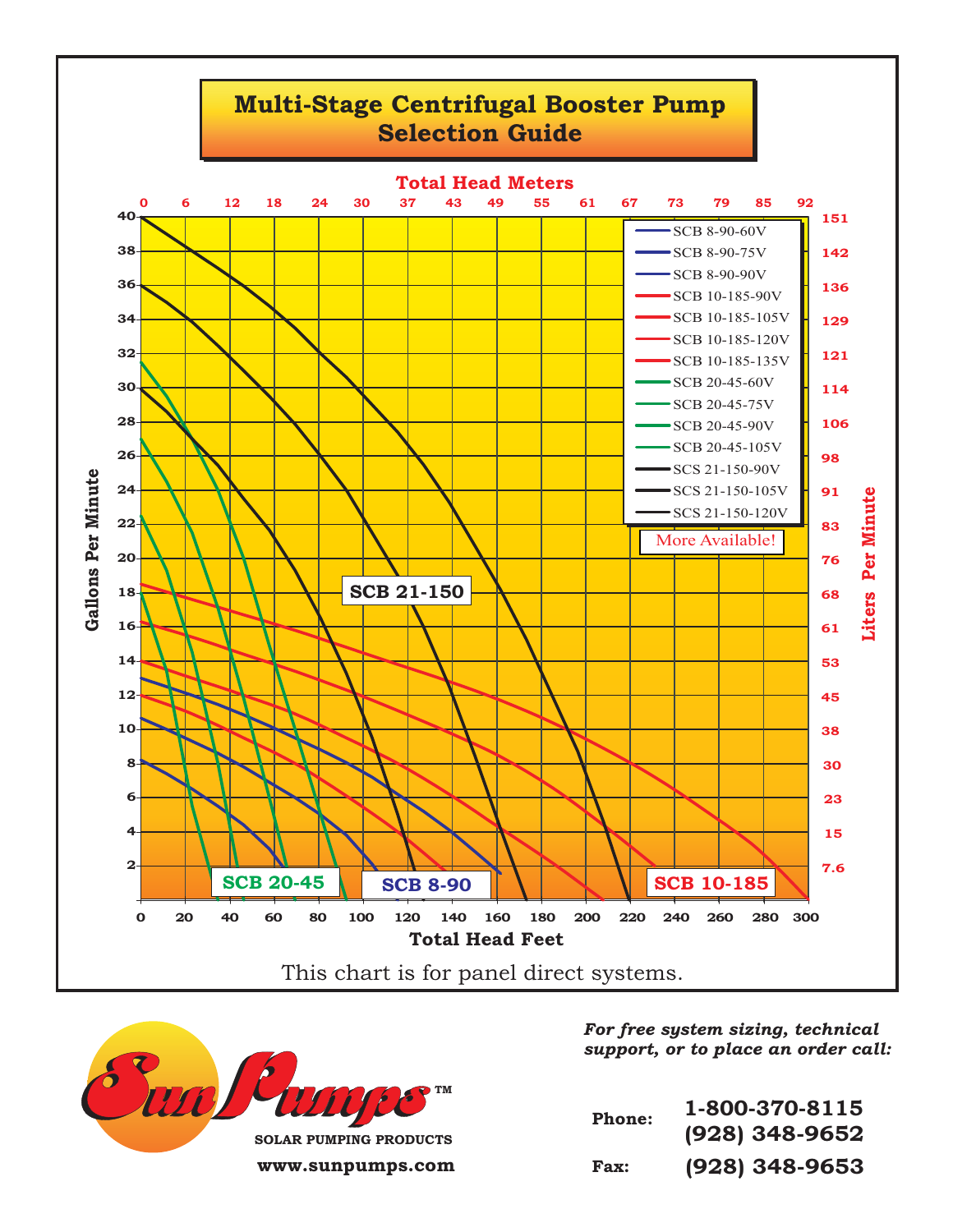# Multi-Stage Centrifugal Booster Pump Selection Guide

Total Head Meters

0 6 12 18 24 30 37 43 49 55 61 67 73 79 85 92

Gallons Per Minute

40 38 36 34 32 30 28 26 24 22 20 18 16 14 12 10 8 6 4 2

Liters Per Minute

151 142 136 129 121 114 106 98 91 83 76 68 61 53 45 38 30 23 15 7.6

- SCB 8-90-60V
- SCB 8-90-75V
- SCB 8-90-90V
- SCB 10-185-90V
- SCB 10-185-105V
- SCB 10-185-120V
- SCB 10-185-135V
- SCB 20-45-60V
- SCB 20-45-75V
- SCB 20-45-90V
- SCB 20-45-105V
- SCS 21-150-90V
- SCS 21-150-105V
- SCS 21-150-120V

More Available!

SCB 21-150

SCB 20-45

SCB 8-90

SCB 10-185

0 20 40 60 80 100 120 140 160 180 200 220 240 260 280 300

Total Head Feet

This chart is for panel direct systems.

Sun Pumps™

SOLAR PUMPING PRODUCTS

www.sunpumps.com

*For free system sizing, technical support, or to place an order call:*

**Phone:** 1-800-370-8115
(928) 348-9652

**Fax:** (928) 348-9653